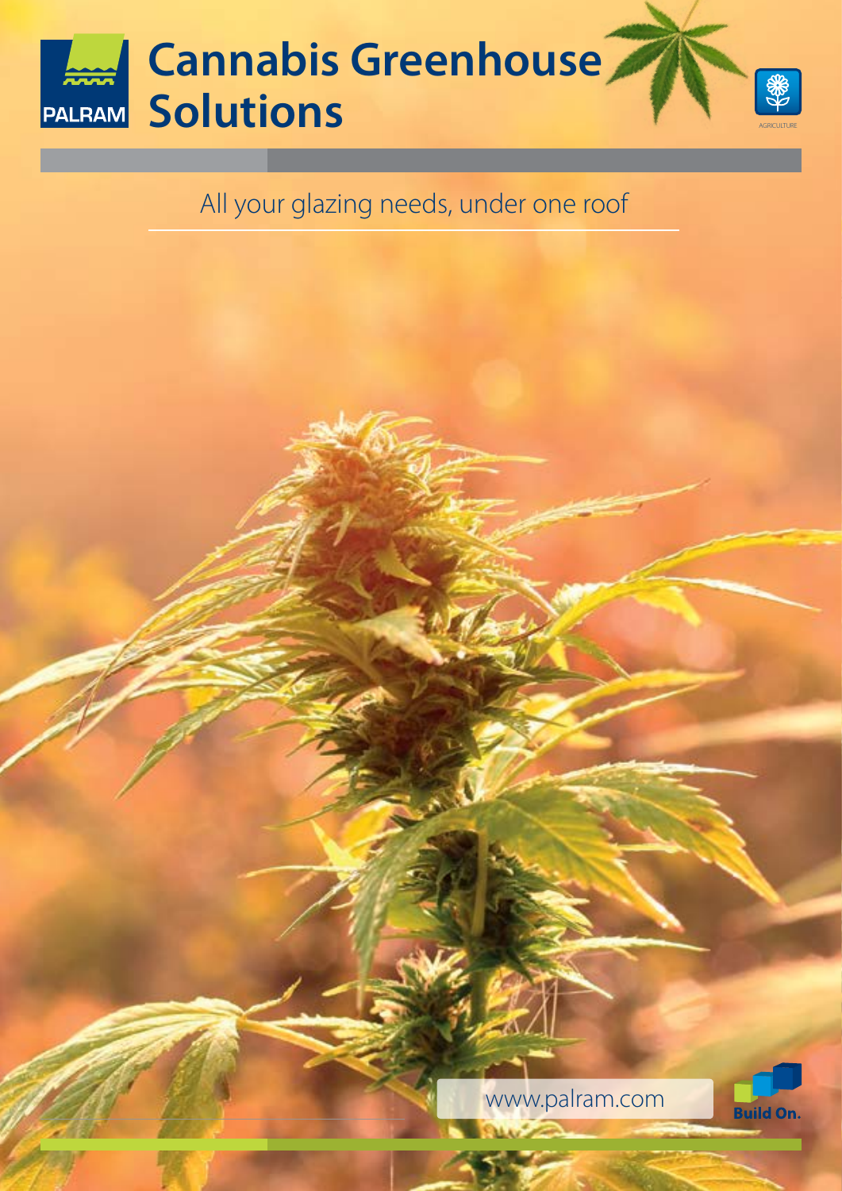PALRAM

# Cannabis Greenhouse Solutions

AGRICULTURE

All your glazing needs, under one roof

www.palram.com

Build On.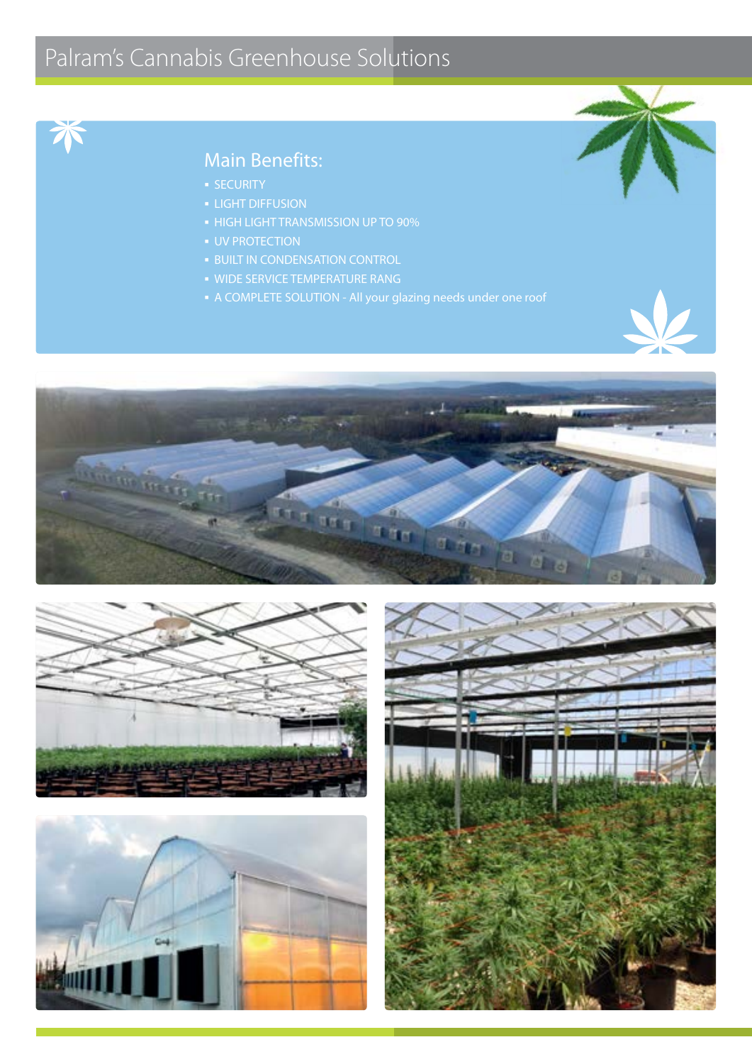# Palram's Cannabis Greenhouse Solutions

## Main Benefits:

- SECURITY
- LIGHT DIFFUSION
- HIGH LIGHT TRANSMISSION UP TO 90%
- UV PROTECTION
- BUILT IN CONDENSATION CONTROL
- WIDE SERVICE TEMPERATURE RANG
- A COMPLETE SOLUTION - All your glazing needs under one roof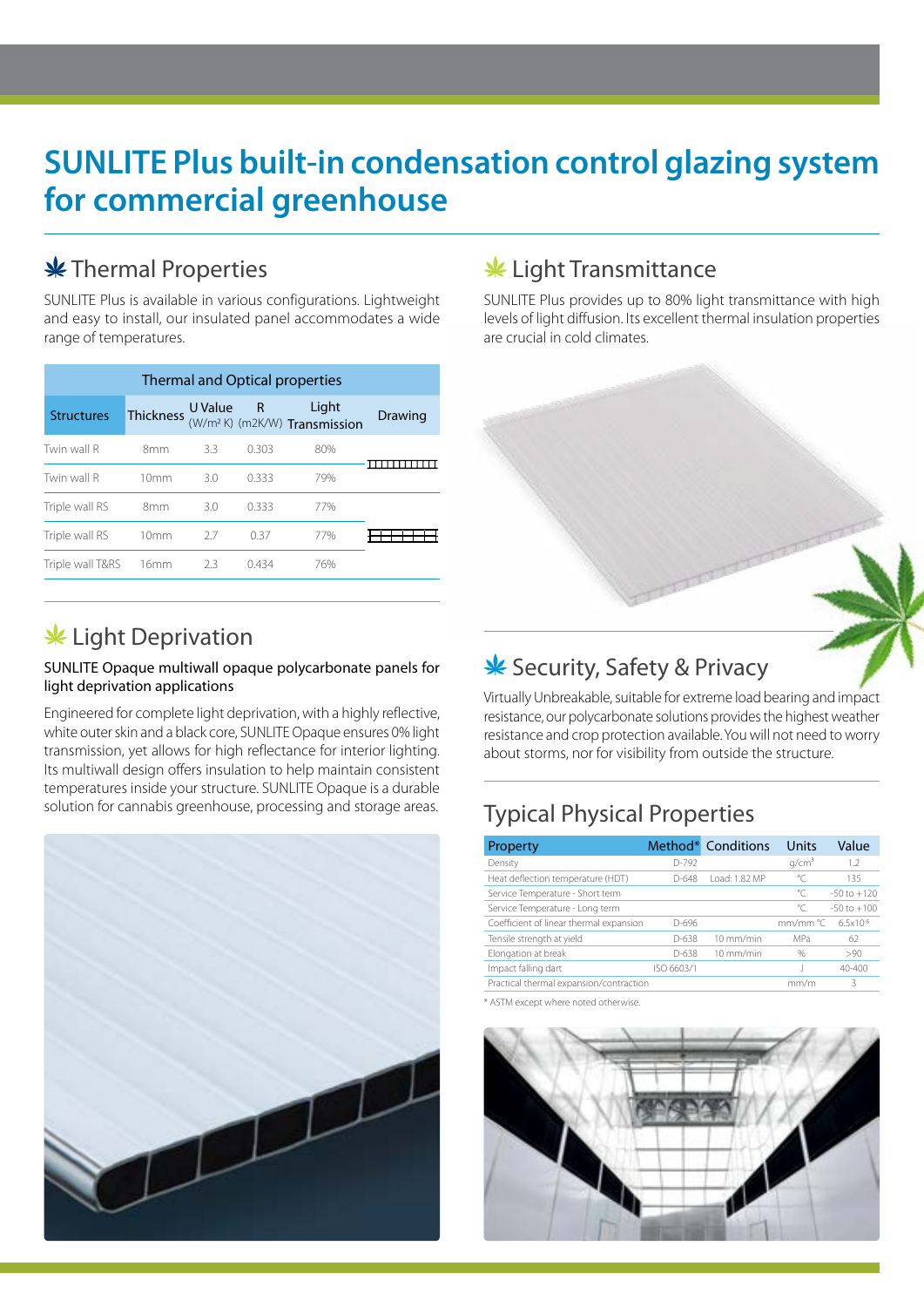# SUNLITE Plus built-in condensation control glazing system for commercial greenhouse

## Thermal Properties

SUNLITE Plus is available in various configurations. Lightweight and easy to install, our insulated panel accommodates a wide range of temperatures.

| Thermal and Optical properties | | | | | |
|---|---|---|---|---|---|
| Structures | Thickness | U Value (W/m² K) | R (m2K/W) | Light Transmission | Drawing |
| Twin wall R | 8mm | 3.3 | 0.303 | 80% | |
| Twin wall R | 10mm | 3.0 | 0.333 | 79% | |
| Triple wall RS | 8mm | 3.0 | 0.333 | 77% | |
| Triple wall RS | 10mm | 2.7 | 0.37 | 77% | |
| Triple wall T&RS | 16mm | 2.3 | 0.434 | 76% | |

## Light Transmittance

SUNLITE Plus provides up to 80% light transmittance with high levels of light diffusion. Its excellent thermal insulation properties are crucial in cold climates.

## Light Deprivation

SUNLITE Opaque multiwall opaque polycarbonate panels for light deprivation applications

Engineered for complete light deprivation, with a highly reflective, white outer skin and a black core, SUNLITE Opaque ensures 0% light transmission, yet allows for high reflectance for interior lighting. Its multiwall design offers insulation to help maintain consistent temperatures inside your structure. SUNLITE Opaque is a durable solution for cannabis greenhouse, processing and storage areas.

## Security, Safety & Privacy

Virtually Unbreakable, suitable for extreme load bearing and impact resistance, our polycarbonate solutions provides the highest weather resistance and crop protection available. You will not need to worry about storms, nor for visibility from outside the structure.

## Typical Physical Properties

| Property | Method* | Conditions | Units | Value |
|---|---|---|---|---|
| Density | D-792 | | g/cm³ | 1.2 |
| Heat deflection temperature (HDT) | D-648 | Load: 1.82 MP | °C | 135 |
| Service Temperature - Short term | | | °C | -50 to +120 |
| Service Temperature - Long term | | | °C | -50 to +100 |
| Coefficient of linear thermal expansion | D-696 | | mm/mm °C | $6.5x10^{-5}$ |
| Tensile strength at yield | D-638 | 10 mm/min | MPa | 62 |
| Elongation at break | D-638 | 10 mm/min | % | >90 |
| Impact falling dart | ISO 6603/1 | | J | 40-400 |
| Practical thermal expansion/contraction | | | mm/m | 3 |

* ASTM except where noted otherwise.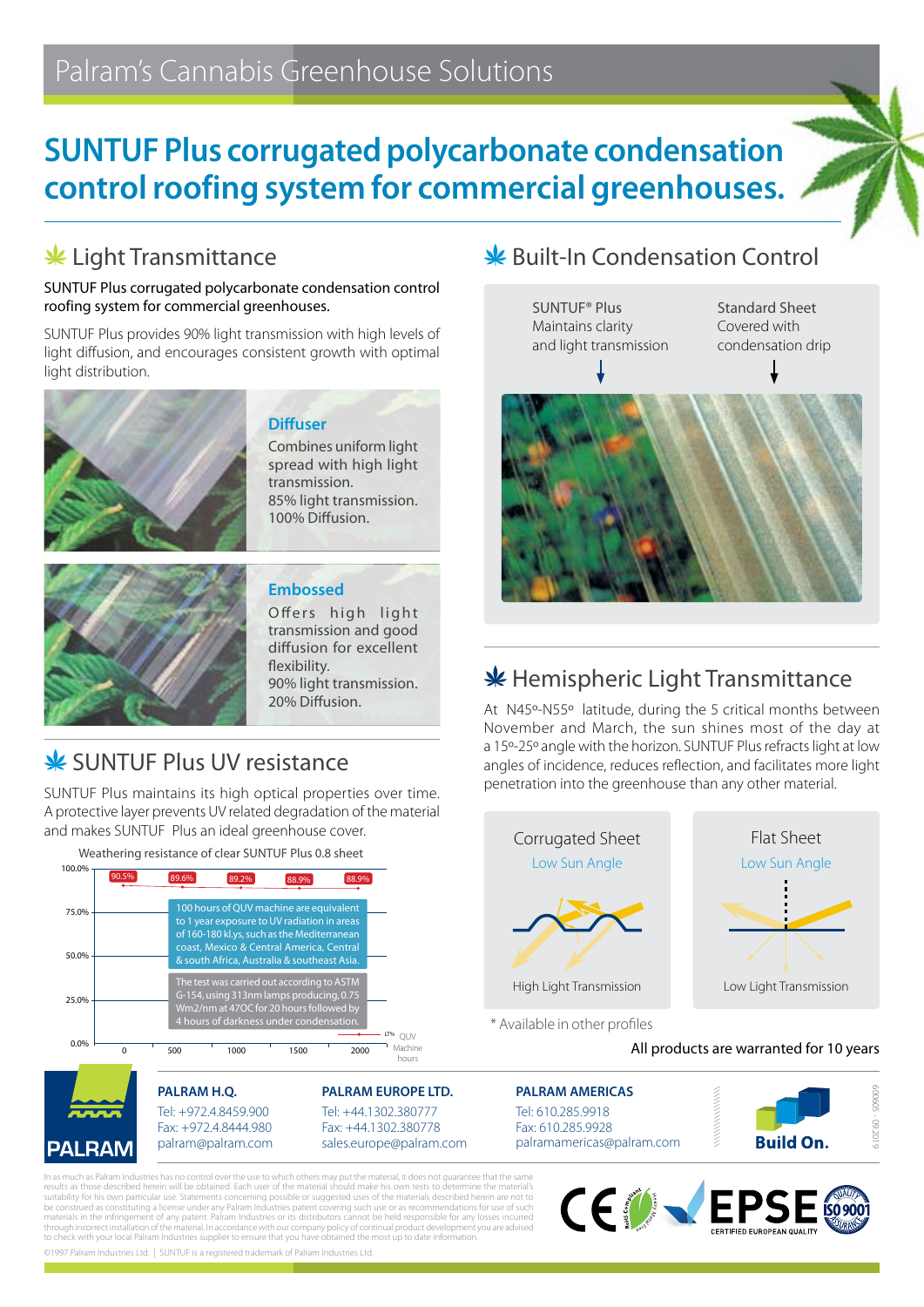# Palram's Cannabis Greenhouse Solutions

# SUNTUF Plus corrugated polycarbonate condensation control roofing system for commercial greenhouses.

## Light Transmittance

SUNTUF Plus corrugated polycarbonate condensation control roofing system for commercial greenhouses.

SUNTUF Plus provides 90% light transmission with high levels of light diffusion, and encourages consistent growth with optimal light distribution.

### Diffuser

Combines uniform light spread with high light transmission.
85% light transmission.
100% Diffusion.

### Embossed

Offers high light transmission and good diffusion for excellent flexibility.
90% light transmission.
20% Diffusion.

## SUNTUF Plus UV resistance

SUNTUF Plus maintains its high optical properties over time. A protective layer prevents UV related degradation of the material and makes SUNTUF Plus an ideal greenhouse cover.

Weathering resistance of clear SUNTUF Plus 0.8 sheet

100.0%
75.0%
50.0%
25.0%
0.0%

90.5% 89.6% 89.2% 88.9% 88.9%

0 500 1000 1500 2000

LT% QUV Machine hours

100 hours of QUV machine are equivalent to 1 year exposure to UV radiation in areas of 160-180 kLys, such as the Mediterranean coast, Mexico & Central America, Central & south Africa, Australia & southeast Asia.

The test was carried out according to ASTM G-154, using 313nm lamps producing, 0.75 Wm2/nm at 47OC for 20 hours followed by 4 hours of darkness under condensation.

## Built-In Condensation Control

SUNTUF® Plus Maintains clarity and light transmission

Standard Sheet Covered with condensation drip

## Hemispheric Light Transmittance

At N45º-N55º latitude, during the 5 critical months between November and March, the sun shines most of the day at a 15º-25º angle with the horizon. SUNTUF Plus refracts light at low angles of incidence, reduces reflection, and facilitates more light penetration into the greenhouse than any other material.

Corrugated Sheet
Low Sun Angle
High Light Transmission

Flat Sheet
Low Sun Angle
Low Light Transmission

\* Available in other profiles

All products are warranted for 10 years

PALRAM

**PALRAM H.Q.**
Tel: +972.4.8459.900
Fax: +972.4.8444.980
palram@palram.com

**PALRAM EUROPE LTD.**
Tel: +44.1302.380777
Fax: +44.1302.380778
sales.europe@palram.com

**PALRAM AMERICAS**
Tel: 610.285.9918
Fax: 610.285.9928
palramamericas@palram.com

Build On.

600065 - 09.2019

In as much as Palram Industries has no control over the use to which others may put the material, it does not guarantee that the same results as those described herein will be obtained. Each user of the material should make his own tests to determine the material's suitability for his own particular use. Statements concerning possible or suggested uses of the materials described herein are not to be construed as constituting a license under any Palram Industries patent covering such use or as recommendations for use of such materials in the infringement of any patent. Palram Industries or its distributors cannot be held responsible for any losses incurred through incorrect installation of the material. In accordance with our company policy of continual product development you are advised to check with your local Palram Industries supplier to ensure that you have obtained the most up to date information.

©1997 Palram Industries Ltd. | SUNTUF is a registered trademark of Palram Industries Ltd.

CE RoHS Compliant EPSE CERTIFIED EUROPEAN QUALITY ISO 9001